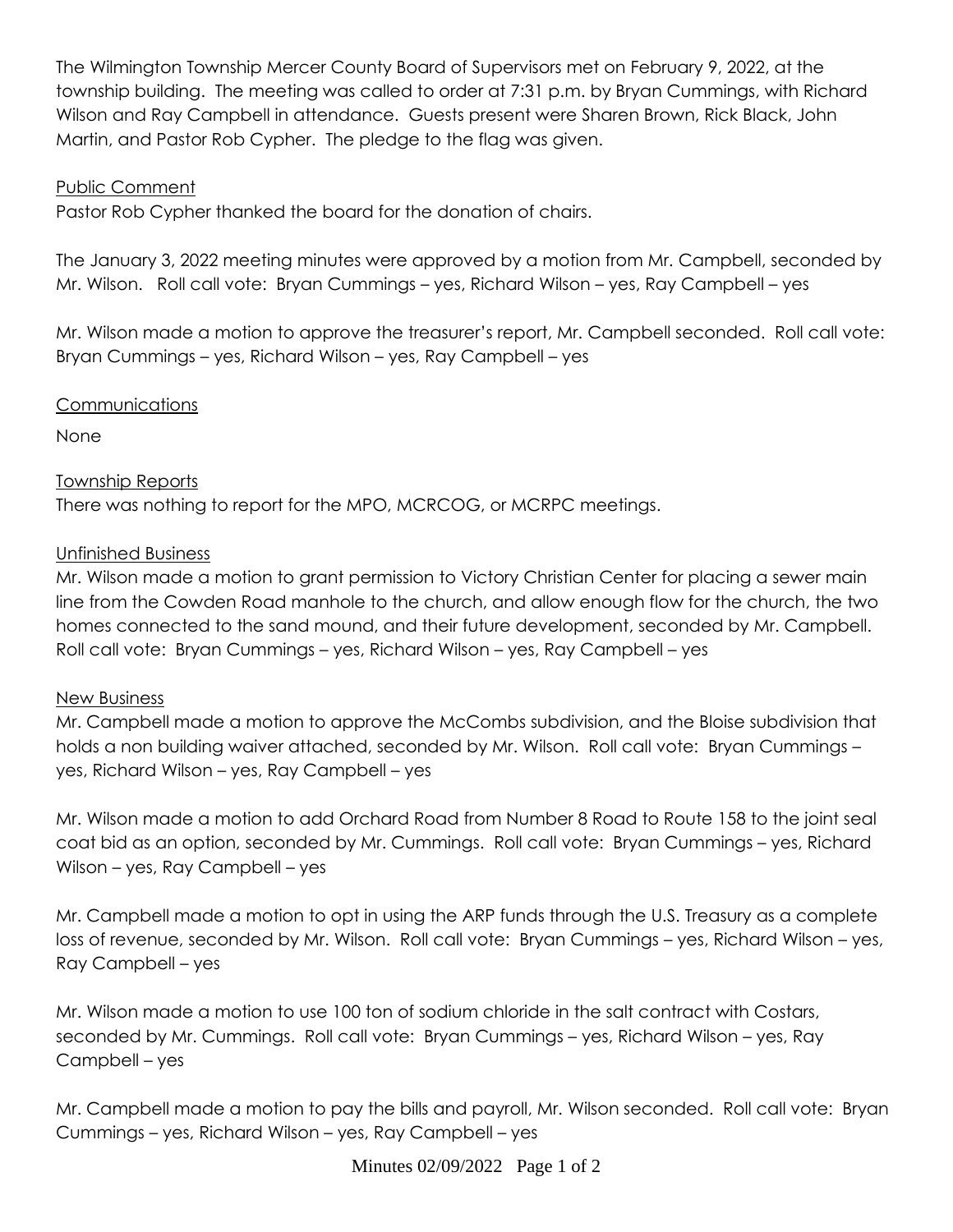The Wilmington Township Mercer County Board of Supervisors met on February 9, 2022, at the township building. The meeting was called to order at 7:31 p.m. by Bryan Cummings, with Richard Wilson and Ray Campbell in attendance. Guests present were Sharen Brown, Rick Black, John Martin, and Pastor Rob Cypher. The pledge to the flag was given.

## Public Comment

Pastor Rob Cypher thanked the board for the donation of chairs.

The January 3, 2022 meeting minutes were approved by a motion from Mr. Campbell, seconded by Mr. Wilson. Roll call vote: Bryan Cummings – yes, Richard Wilson – yes, Ray Campbell – yes

Mr. Wilson made a motion to approve the treasurer's report, Mr. Campbell seconded. Roll call vote: Bryan Cummings – yes, Richard Wilson – yes, Ray Campbell – yes

## Communications

None

## Township Reports

There was nothing to report for the MPO, MCRCOG, or MCRPC meetings.

## Unfinished Business

Mr. Wilson made a motion to grant permission to Victory Christian Center for placing a sewer main line from the Cowden Road manhole to the church, and allow enough flow for the church, the two homes connected to the sand mound, and their future development, seconded by Mr. Campbell. Roll call vote: Bryan Cummings – yes, Richard Wilson – yes, Ray Campbell – yes

## New Business

Mr. Campbell made a motion to approve the McCombs subdivision, and the Bloise subdivision that holds a non building waiver attached, seconded by Mr. Wilson. Roll call vote: Bryan Cummings – yes, Richard Wilson – yes, Ray Campbell – yes

Mr. Wilson made a motion to add Orchard Road from Number 8 Road to Route 158 to the joint seal coat bid as an option, seconded by Mr. Cummings. Roll call vote: Bryan Cummings – yes, Richard Wilson – yes, Ray Campbell – yes

Mr. Campbell made a motion to opt in using the ARP funds through the U.S. Treasury as a complete loss of revenue, seconded by Mr. Wilson. Roll call vote: Bryan Cummings – yes, Richard Wilson – yes, Ray Campbell – yes

Mr. Wilson made a motion to use 100 ton of sodium chloride in the salt contract with Costars, seconded by Mr. Cummings. Roll call vote: Bryan Cummings – yes, Richard Wilson – yes, Ray Campbell – yes

Mr. Campbell made a motion to pay the bills and payroll, Mr. Wilson seconded. Roll call vote: Bryan Cummings – yes, Richard Wilson – yes, Ray Campbell – yes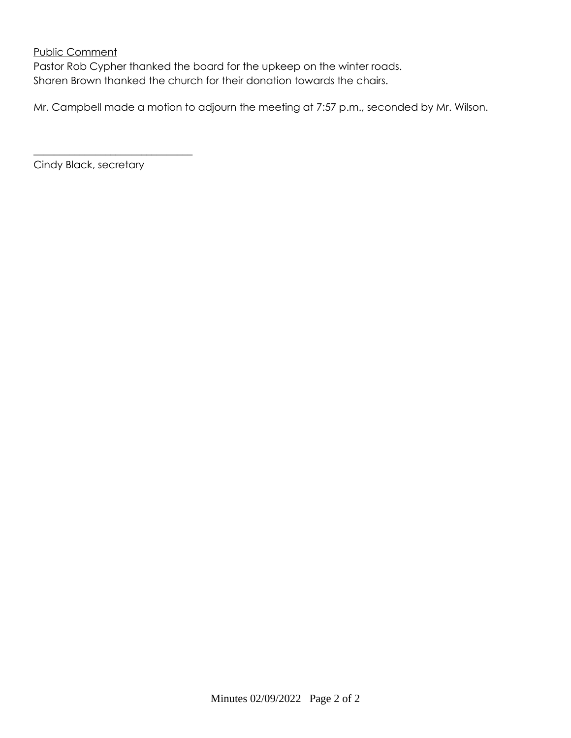<u>Public Comment</u>

Pastor Rob Cypher thanked the board for the upkeep on the winter roads.
Sharen Brown thanked the church for their donation towards the chairs.

Mr. Campbell made a motion to adjourn the meeting at 7:57 p.m., seconded by Mr. Wilson.

______________________________

Cindy Black, secretary